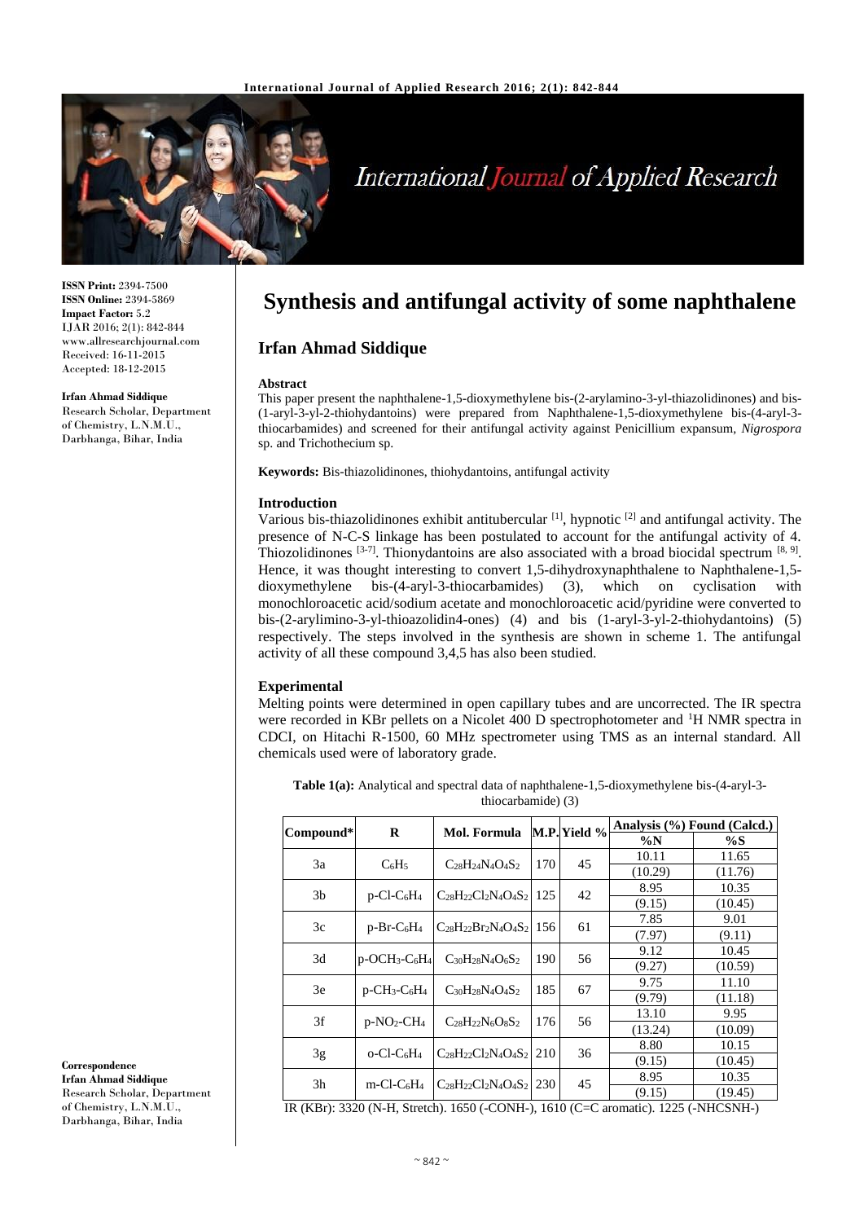# Synthesis and antifungal activity of some naphthalene

## Irfan Ahmad Siddique

**ISSN Print:** 2394-7500
**ISSN Online:** 2394-5869
**Impact Factor:** 5.2
IJAR 2016; 2(1): 842-844
www.allresearchjournal.com
Received: 16-11-2015
Accepted: 18-12-2015

**Irfan Ahmad Siddique**
Research Scholar, Department of Chemistry, L.N.M.U., Darbhanga, Bihar, India

**Correspondence**
**Irfan Ahmad Siddique**
Research Scholar, Department of Chemistry, L.N.M.U., Darbhanga, Bihar, India

### Abstract

This paper present the naphthalene-1,5-dioxymethylene bis-(2-arylamino-3-yl-thiazolidinones) and bis-(1-aryl-3-yl-2-thiohydantoins) were prepared from Naphthalene-1,5-dioxymethylene bis-(4-aryl-3-thiocarbamides) and screened for their antifungal activity against Penicillium expansum, *Nigrospora* sp. and Trichothecium sp.

**Keywords:** Bis-thiazolidinones, thiohydantoins, antifungal activity

### Introduction

Various bis-thiazolidinones exhibit antitubercular [1], hypnotic [2] and antifungal activity. The presence of N-C-S linkage has been postulated to account for the antifungal activity of 4. Thiozolidinones [3-7]. Thionydantoins are also associated with a broad biocidal spectrum [8, 9]. Hence, it was thought interesting to convert 1,5-dihydroxynaphthalene to Naphthalene-1,5-dioxymethylene bis-(4-aryl-3-thiocarbamides) (3), which on cyclisation with monochloroacetic acid/sodium acetate and monochloroacetic acid/pyridine were converted to bis-(2-arylimino-3-yl-thioazolidin4-ones) (4) and bis (1-aryl-3-yl-2-thiohydantoins) (5) respectively. The steps involved in the synthesis are shown in scheme 1. The antifungal activity of all these compound 3,4,5 has also been studied.

### Experimental

Melting points were determined in open capillary tubes and are uncorrected. The IR spectra were recorded in KBr pellets on a Nicolet 400 D spectrophotometer and $^1$H NMR spectra in CDCI, on Hitachi R-1500, 60 MHz spectrometer using TMS as an internal standard. All chemicals used were of laboratory grade.

**Table 1(a):** Analytical and spectral data of naphthalene-1,5-dioxymethylene bis-(4-aryl-3-thiocarbamide) (3)

| Compound* | R | Mol. Formula | M.P. | Yield % | Analysis (%) Found (Calcd.) | |
|---|---|---|---|---|---|---|
| | | | | | %N | %S |
| 3a | $C_6H_5$ | $C_{28}H_{24}N_4O_4S_2$ | 170 | 45 | 10.11 (10.29) | 11.65 (11.76) |
| 3b | p-Cl-$C_6H_4$ | $C_{28}H_{22}Cl_2N_4O_4S_2$ | 125 | 42 | 8.95 (9.15) | 10.35 (10.45) |
| 3c | p-Br-$C_6H_4$ | $C_{28}H_{22}Br_2N_4O_4S_2$ | 156 | 61 | 7.85 (7.97) | 9.01 (9.11) |
| 3d | p-$OCH_3$-$C_6H_4$ | $C_{30}H_{28}N_4O_6S_2$ | 190 | 56 | 9.12 (9.27) | 10.45 (10.59) |
| 3e | p-$CH_3$-$C_6H_4$ | $C_{30}H_{28}N_4O_4S_2$ | 185 | 67 | 9.75 (9.79) | 11.10 (11.18) |
| 3f | p-$NO_2$-$CH_4$ | $C_{28}H_{22}N_6O_8S_2$ | 176 | 56 | 13.10 (13.24) | 9.95 (10.09) |
| 3g | o-Cl-$C_6H_4$ | $C_{28}H_{22}Cl_2N_4O_4S_2$ | 210 | 36 | 8.80 (9.15) | 10.15 (10.45) |
| 3h | m-Cl-$C_6H_4$ | $C_{28}H_{22}Cl_2N_4O_4S_2$ | 230 | 45 | 8.95 (9.15) | 10.35 (19.45) |

IR (KBr): 3320 (N-H, Stretch). 1650 (-CONH-), 1610 (C=C aromatic). 1225 (-NHCSNH-)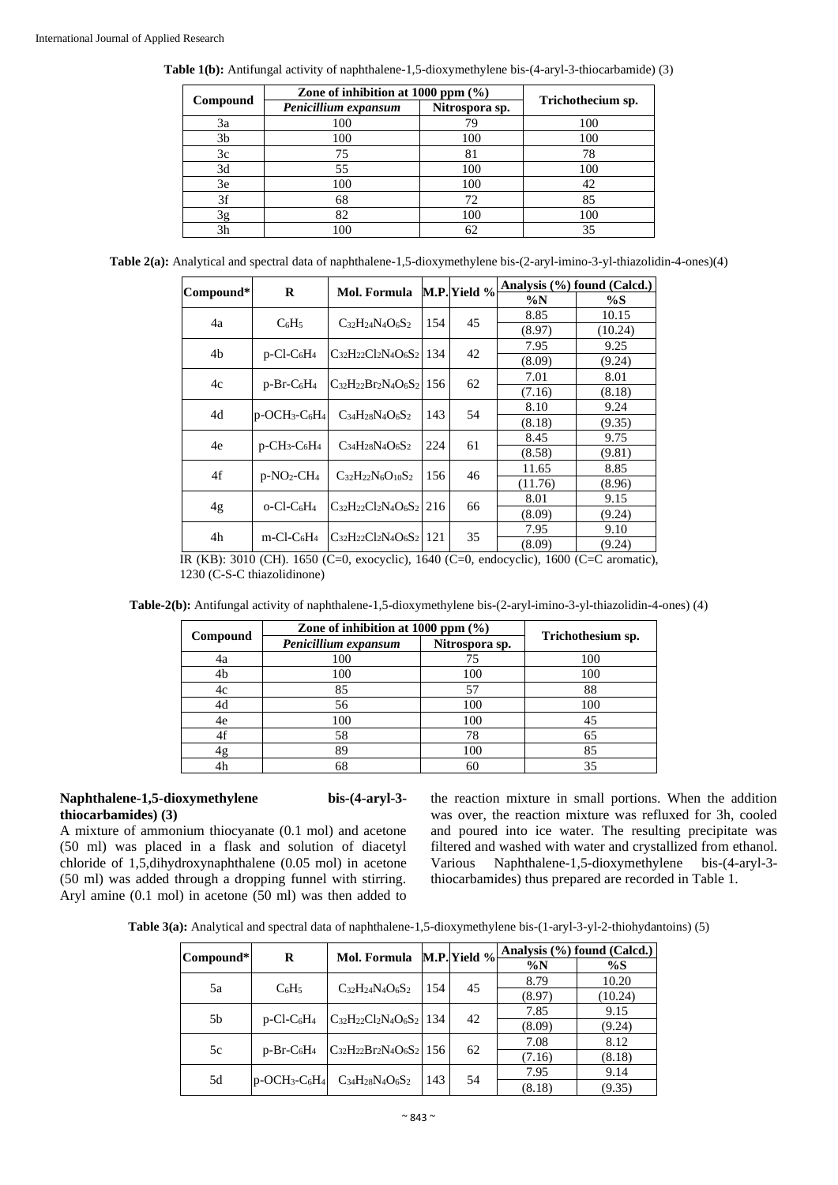**Table 1(b):** Antifungal activity of naphthalene-1,5-dioxymethylene bis-(4-aryl-3-thiocarbamide) (3)

| Compound | Zone of inhibition at 1000 ppm (%) | | Trichothecium sp. |
|---|---|---|---|
| | *Penicillium expansum* | Nitrospora sp. | |
| 3a | 100 | 79 | 100 |
| 3b | 100 | 100 | 100 |
| 3c | 75 | 81 | 78 |
| 3d | 55 | 100 | 100 |
| 3e | 100 | 100 | 42 |
| 3f | 68 | 72 | 85 |
| 3g | 82 | 100 | 100 |
| 3h | 100 | 62 | 35 |

**Table 2(a):** Analytical and spectral data of naphthalene-1,5-dioxymethylene bis-(2-aryl-imino-3-yl-thiazolidin-4-ones)(4)

| Compound* | R | Mol. Formula | M.P. | Yield % | Analysis (%) found (Calcd.) | |
|---|---|---|---|---|---|---|
| | | | | | %N | %S |
| 4a | $C_6H_5$ | $C_{32}H_{24}N_4O_6S_2$ | 154 | 45 | 8.85 (8.97) | 10.15 (10.24) |
| 4b | p-Cl-$C_6H_4$ | $C_{32}H_{22}Cl_2N_4O_6S_2$ | 134 | 42 | 7.95 (8.09) | 9.25 (9.24) |
| 4c | p-Br-$C_6H_4$ | $C_{32}H_{22}Br_2N_4O_6S_2$ | 156 | 62 | 7.01 (7.16) | 8.01 (8.18) |
| 4d | p-$OCH_3$-$C_6H_4$ | $C_{34}H_{28}N_4O_6S_2$ | 143 | 54 | 8.10 (8.18) | 9.24 (9.35) |
| 4e | p-$CH_3$-$C_6H_4$ | $C_{34}H_{28}N_4O_6S_2$ | 224 | 61 | 8.45 (8.58) | 9.75 (9.81) |
| 4f | p-$NO_2$-$CH_4$ | $C_{32}H_{22}N_6O_{10}S_2$ | 156 | 46 | 11.65 (11.76) | 8.85 (8.96) |
| 4g | o-Cl-$C_6H_4$ | $C_{32}H_{22}Cl_2N_4O_6S_2$ | 216 | 66 | 8.01 (8.09) | 9.15 (9.24) |
| 4h | m-Cl-$C_6H_4$ | $C_{32}H_{22}Cl_2N_4O_6S_2$ | 121 | 35 | 7.95 (8.09) | 9.10 (9.24) |

IR (KB): 3010 (CH). 1650 (C=0, exocyclic), 1640 (C=0, endocyclic), 1600 (C=C aromatic), 1230 (C-S-C thiazolidinone)

**Table-2(b):** Antifungal activity of naphthalene-1,5-dioxymethylene bis-(2-aryl-imino-3-yl-thiazolidin-4-ones) (4)

| Compound | Zone of inhibition at 1000 ppm (%) | | Trichothesium sp. |
|---|---|---|---|
| | *Penicillium expansum* | Nitrospora sp. | |
| 4a | 100 | 75 | 100 |
| 4b | 100 | 100 | 100 |
| 4c | 85 | 57 | 88 |
| 4d | 56 | 100 | 100 |
| 4e | 100 | 100 | 45 |
| 4f | 58 | 78 | 65 |
| 4g | 89 | 100 | 85 |
| 4h | 68 | 60 | 35 |

### Naphthalene-1,5-dioxymethylene bis-(4-aryl-3-thiocarbamides) (3)

A mixture of ammonium thiocyanate (0.1 mol) and acetone (50 ml) was placed in a flask and solution of diacetyl chloride of 1,5,dihydroxynaphthalene (0.05 mol) in acetone (50 ml) was added through a dropping funnel with stirring. Aryl amine (0.1 mol) in acetone (50 ml) was then added to the reaction mixture in small portions. When the addition was over, the reaction mixture was refluxed for 3h, cooled and poured into ice water. The resulting precipitate was filtered and washed with water and crystallized from ethanol. Various Naphthalene-1,5-dioxymethylene bis-(4-aryl-3-thiocarbamides) thus prepared are recorded in Table 1.

**Table 3(a):** Analytical and spectral data of naphthalene-1,5-dioxymethylene bis-(1-aryl-3-yl-2-thiohydantoins) (5)

| Compound* | R | Mol. Formula | M.P. | Yield % | Analysis (%) found (Calcd.) | |
|---|---|---|---|---|---|---|
| | | | | | %N | %S |
| 5a | $C_6H_5$ | $C_{32}H_{24}N_4O_6S_2$ | 154 | 45 | 8.79 (8.97) | 10.20 (10.24) |
| 5b | p-Cl-$C_6H_4$ | $C_{32}H_{22}Cl_2N_4O_6S_2$ | 134 | 42 | 7.85 (8.09) | 9.15 (9.24) |
| 5c | p-Br-$C_6H_4$ | $C_{32}H_{22}Br_2N_4O_6S_2$ | 156 | 62 | 7.08 (7.16) | 8.12 (8.18) |
| 5d | p-$OCH_3$-$C_6H_4$ | $C_{34}H_{28}N_4O_6S_2$ | 143 | 54 | 7.95 (8.18) | 9.14 (9.35) |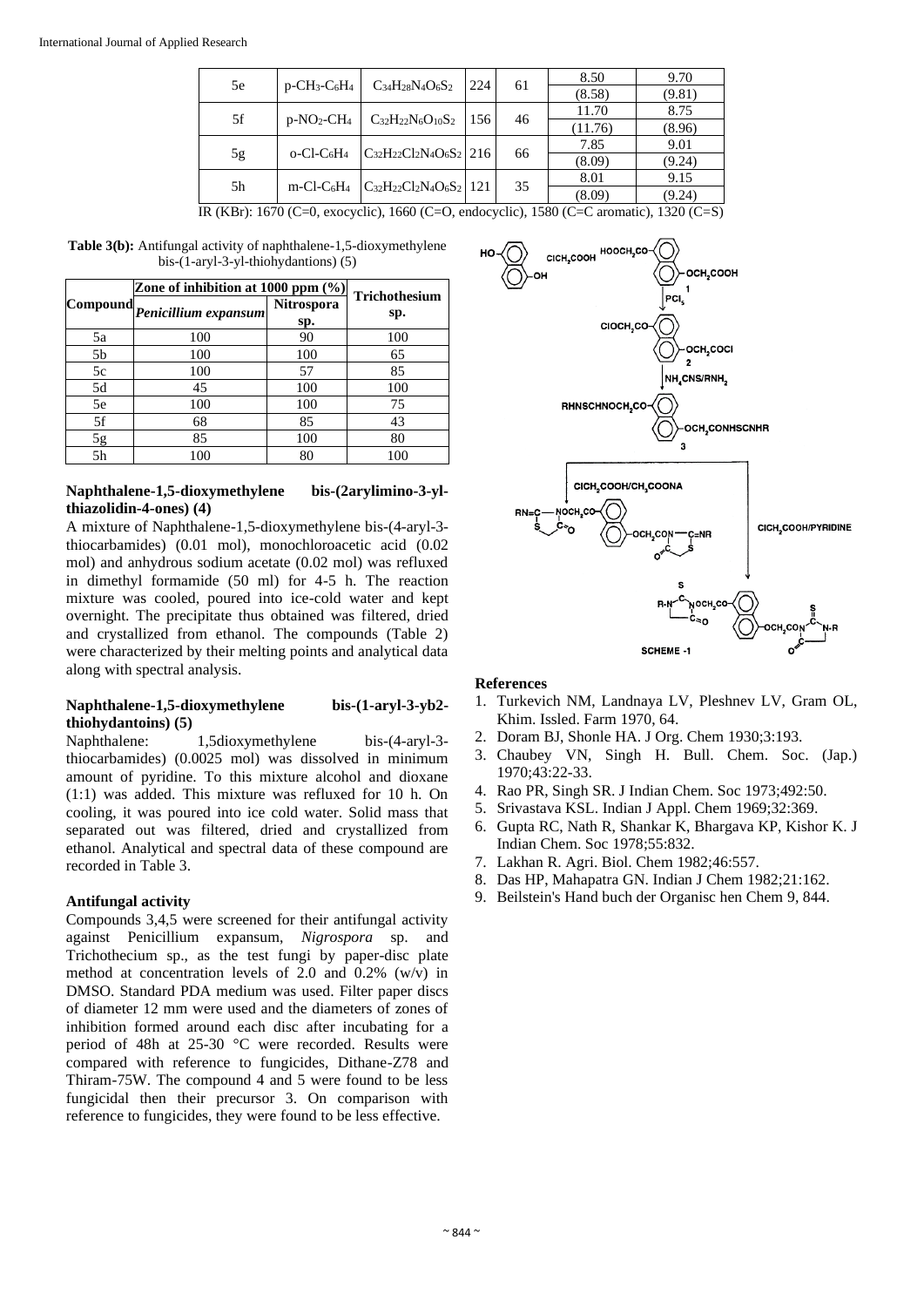| | | | | | | |
|---|---|---|---|---|---|---|
| 5e | p-$CH_3$-$C_6H_4$ | $C_{34}H_{28}N_4O_6S_2$ | 224 | 61 | 8.50 | 9.70 |
| | | | | | (8.58) | (9.81) |
| 5f | p-$NO_2$-$CH_4$ | $C_{32}H_{22}N_6O_{10}S_2$ | 156 | 46 | 11.70 | 8.75 |
| | | | | | (11.76) | (8.96) |
| 5g | o-Cl-$C_6H_4$ | $C_{32}H_{22}Cl_2N_4O_6S_2$ | 216 | 66 | 7.85 | 9.01 |
| | | | | | (8.09) | (9.24) |
| 5h | m-Cl-$C_6H_4$ | $C_{32}H_{22}Cl_2N_4O_6S_2$ | 121 | 35 | 8.01 | 9.15 |
| | | | | | (8.09) | (9.24) |

IR (KBr): 1670 (C=0, exocyclic), 1660 (C=O, endocyclic), 1580 (C=C aromatic), 1320 (C=S)

**Table 3(b):** Antifungal activity of naphthalene-1,5-dioxymethylene bis-(1-aryl-3-yl-thiohydantions) (5)

| Compound | Zone of inhibition at 1000 ppm (%) | | |
|---|---|---|---|
| | *Penicillium expansum* | Nitrospora sp. | Trichothesium sp. |
| 5a | 100 | 90 | 100 |
| 5b | 100 | 100 | 65 |
| 5c | 100 | 57 | 85 |
| 5d | 45 | 100 | 100 |
| 5e | 100 | 100 | 75 |
| 5f | 68 | 85 | 43 |
| 5g | 85 | 100 | 80 |
| 5h | 100 | 80 | 100 |

**Naphthalene-1,5-dioxymethylene bis-(2arylimino-3-yl-thiazolidin-4-ones) (4)**

A mixture of Naphthalene-1,5-dioxymethylene bis-(4-aryl-3-thiocarbamides) (0.01 mol), monochloroacetic acid (0.02 mol) and anhydrous sodium acetate (0.02 mol) was refluxed in dimethyl formamide (50 ml) for 4-5 h. The reaction mixture was cooled, poured into ice-cold water and kept overnight. The precipitate thus obtained was filtered, dried and crystallized from ethanol. The compounds (Table 2) were characterized by their melting points and analytical data along with spectral analysis.

**Naphthalene-1,5-dioxymethylene bis-(1-aryl-3-yb2-thiohydantoins) (5)**

Naphthalene: 1,5dioxymethylene bis-(4-aryl-3-thiocarbamides) (0.0025 mol) was dissolved in minimum amount of pyridine. To this mixture alcohol and dioxane (1:1) was added. This mixture was refluxed for 10 h. On cooling, it was poured into ice cold water. Solid mass that separated out was filtered, dried and crystallized from ethanol. Analytical and spectral data of these compound are recorded in Table 3.

**Antifungal activity**

Compounds 3,4,5 were screened for their antifungal activity against Penicillium expansum, *Nigrospora* sp. and Trichothecium sp., as the test fungi by paper-disc plate method at concentration levels of 2.0 and 0.2% (w/v) in DMSO. Standard PDA medium was used. Filter paper discs of diameter 12 mm were used and the diameters of zones of inhibition formed around each disc after incubating for a period of 48h at 25-30 °C were recorded. Results were compared with reference to fungicides, Dithane-Z78 and Thiram-75W. The compound 4 and 5 were found to be less fungicidal then their precursor 3. On comparison with reference to fungicides, they were found to be less effective.

SCHEME -1

**References**

1. Turkevich NM, Landnaya LV, Pleshnev LV, Gram OL, Khim. Issled. Farm 1970, 64.
2. Doram BJ, Shonle HA. J Org. Chem 1930;3:193.
3. Chaubey VN, Singh H. Bull. Chem. Soc. (Jap.) 1970;43:22-33.
4. Rao PR, Singh SR. J Indian Chem. Soc 1973;492:50.
5. Srivastava KSL. Indian J Appl. Chem 1969;32:369.
6. Gupta RC, Nath R, Shankar K, Bhargava KP, Kishor K. J Indian Chem. Soc 1978;55:832.
7. Lakhan R. Agri. Biol. Chem 1982;46:557.
8. Das HP, Mahapatra GN. Indian J Chem 1982;21:162.
9. Beilstein's Hand buch der Organisc hen Chem 9, 844.